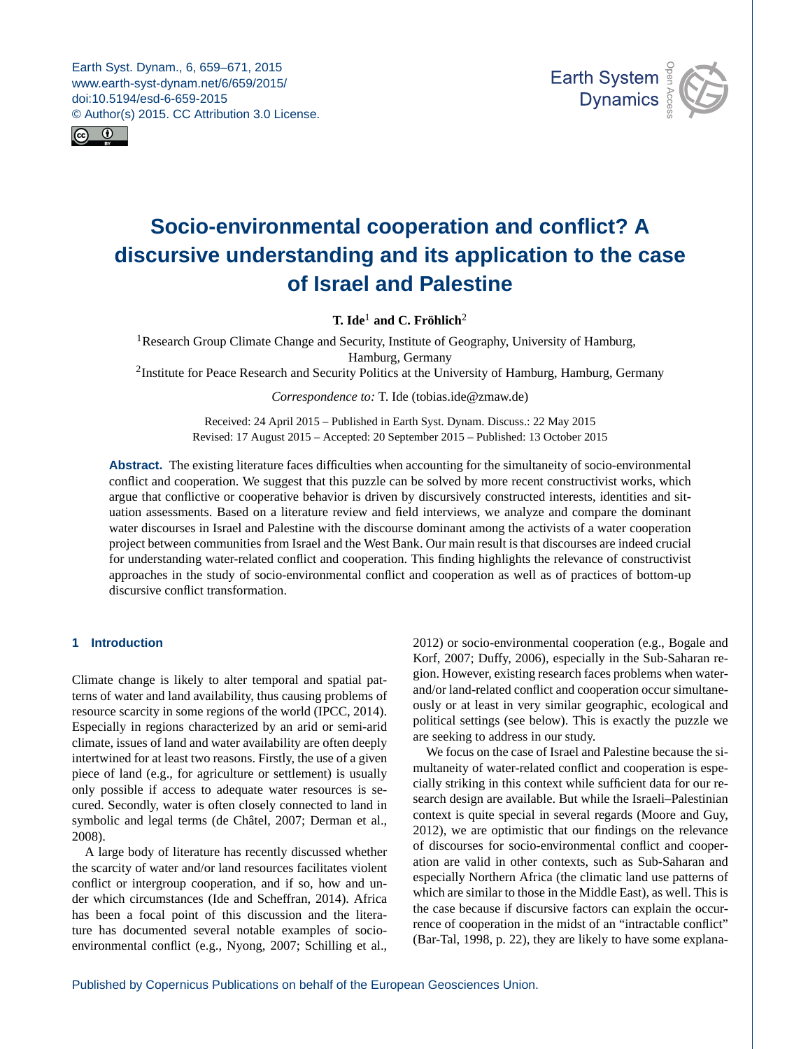# Socio-environmental cooperation and conflict? A discursive understanding and its application to the case of Israel and Palestine

**T. Ide**[1] **and C. Fröhlich**[2]

[1]Research Group Climate Change and Security, Institute of Geography, University of Hamburg, Hamburg, Germany

[2]Institute for Peace Research and Security Politics at the University of Hamburg, Hamburg, Germany

*Correspondence to:* T. Ide (tobias.ide@zmaw.de)

Received: 24 April 2015 – Published in Earth Syst. Dynam. Discuss.: 22 May 2015
Revised: 17 August 2015 – Accepted: 20 September 2015 – Published: 13 October 2015

**Abstract.** The existing literature faces difficulties when accounting for the simultaneity of socio-environmental conflict and cooperation. We suggest that this puzzle can be solved by more recent constructivist works, which argue that conflictive or cooperative behavior is driven by discursively constructed interests, identities and situation assessments. Based on a literature review and field interviews, we analyze and compare the dominant water discourses in Israel and Palestine with the discourse dominant among the activists of a water cooperation project between communities from Israel and the West Bank. Our main result is that discourses are indeed crucial for understanding water-related conflict and cooperation. This finding highlights the relevance of constructivist approaches in the study of socio-environmental conflict and cooperation as well as of practices of bottom-up discursive conflict transformation.

## 1 Introduction

Climate change is likely to alter temporal and spatial patterns of water and land availability, thus causing problems of resource scarcity in some regions of the world (IPCC, 2014). Especially in regions characterized by an arid or semi-arid climate, issues of land and water availability are often deeply intertwined for at least two reasons. Firstly, the use of a given piece of land (e.g., for agriculture or settlement) is usually only possible if access to adequate water resources is secured. Secondly, water is often closely connected to land in symbolic and legal terms (de Châtel, 2007; Derman et al., 2008).

A large body of literature has recently discussed whether the scarcity of water and/or land resources facilitates violent conflict or intergroup cooperation, and if so, how and under which circumstances (Ide and Scheffran, 2014). Africa has been a focal point of this discussion and the literature has documented several notable examples of socio-environmental conflict (e.g., Nyong, 2007; Schilling et al., 2012) or socio-environmental cooperation (e.g., Bogale and Korf, 2007; Duffy, 2006), especially in the Sub-Saharan region. However, existing research faces problems when water- and/or land-related conflict and cooperation occur simultaneously or at least in very similar geographic, ecological and political settings (see below). This is exactly the puzzle we are seeking to address in our study.

We focus on the case of Israel and Palestine because the simultaneity of water-related conflict and cooperation is especially striking in this context while sufficient data for our research design are available. But while the Israeli–Palestinian context is quite special in several regards (Moore and Guy, 2012), we are optimistic that our findings on the relevance of discourses for socio-environmental conflict and cooperation are valid in other contexts, such as Sub-Saharan and especially Northern Africa (the climatic land use patterns of which are similar to those in the Middle East), as well. This is the case because if discursive factors can explain the occurrence of cooperation in the midst of an "intractable conflict" (Bar-Tal, 1998, p. 22), they are likely to have some explana-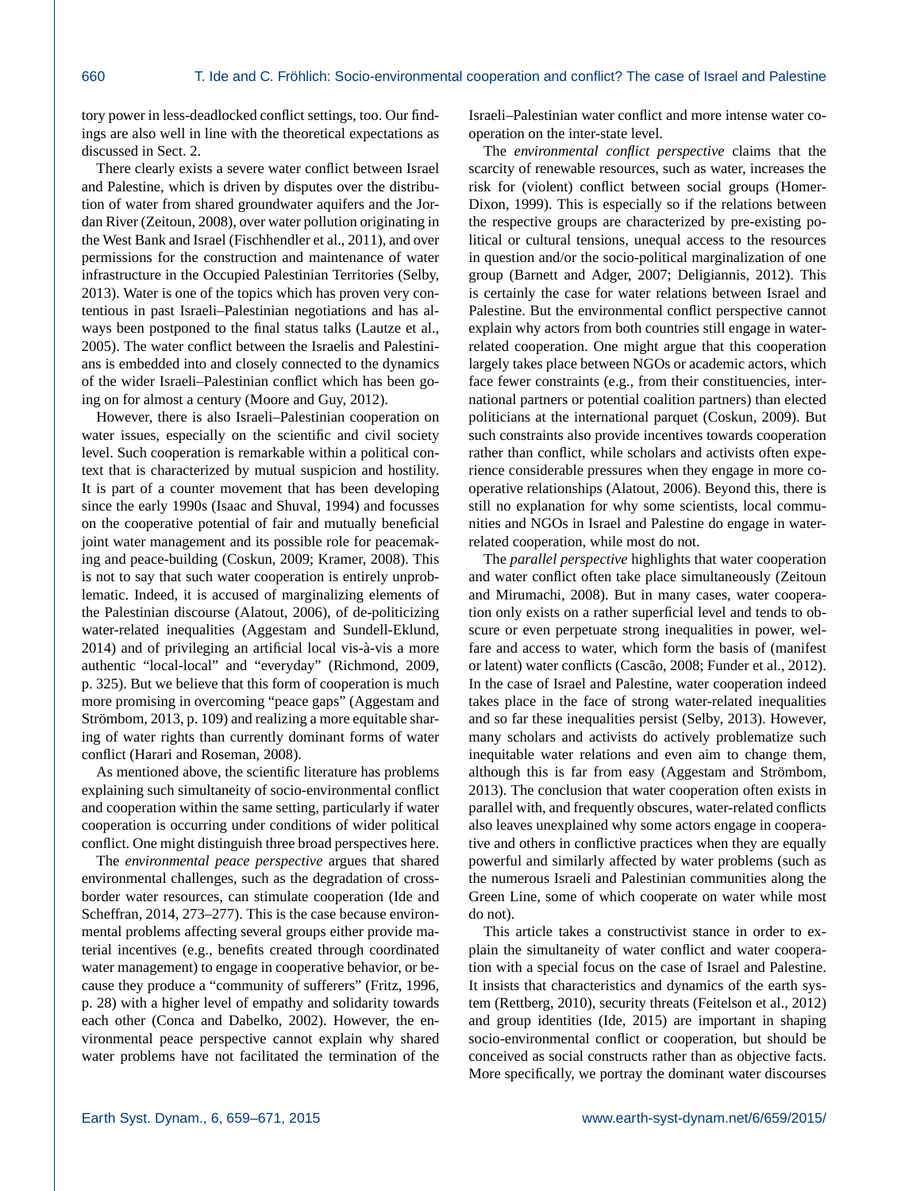tory power in less-deadlocked conflict settings, too. Our findings are also well in line with the theoretical expectations as discussed in Sect. 2.

There clearly exists a severe water conflict between Israel and Palestine, which is driven by disputes over the distribution of water from shared groundwater aquifers and the Jordan River (Zeitoun, 2008), over water pollution originating in the West Bank and Israel (Fischhendler et al., 2011), and over permissions for the construction and maintenance of water infrastructure in the Occupied Palestinian Territories (Selby, 2013). Water is one of the topics which has proven very contentious in past Israeli–Palestinian negotiations and has always been postponed to the final status talks (Lautze et al., 2005). The water conflict between the Israelis and Palestinians is embedded into and closely connected to the dynamics of the wider Israeli–Palestinian conflict which has been going on for almost a century (Moore and Guy, 2012).

However, there is also Israeli–Palestinian cooperation on water issues, especially on the scientific and civil society level. Such cooperation is remarkable within a political context that is characterized by mutual suspicion and hostility. It is part of a counter movement that has been developing since the early 1990s (Isaac and Shuval, 1994) and focusses on the cooperative potential of fair and mutually beneficial joint water management and its possible role for peacemaking and peace-building (Coskun, 2009; Kramer, 2008). This is not to say that such water cooperation is entirely unproblematic. Indeed, it is accused of marginalizing elements of the Palestinian discourse (Alatout, 2006), of de-politicizing water-related inequalities (Aggestam and Sundell-Eklund, 2014) and of privileging an artificial local vis-à-vis a more authentic "local-local" and "everyday" (Richmond, 2009, p. 325). But we believe that this form of cooperation is much more promising in overcoming "peace gaps" (Aggestam and Strömbom, 2013, p. 109) and realizing a more equitable sharing of water rights than currently dominant forms of water conflict (Harari and Roseman, 2008).

As mentioned above, the scientific literature has problems explaining such simultaneity of socio-environmental conflict and cooperation within the same setting, particularly if water cooperation is occurring under conditions of wider political conflict. One might distinguish three broad perspectives here.

The *environmental peace perspective* argues that shared environmental challenges, such as the degradation of cross-border water resources, can stimulate cooperation (Ide and Scheffran, 2014, 273–277). This is the case because environmental problems affecting several groups either provide material incentives (e.g., benefits created through coordinated water management) to engage in cooperative behavior, or because they produce a "community of sufferers" (Fritz, 1996, p. 28) with a higher level of empathy and solidarity towards each other (Conca and Dabelko, 2002). However, the environmental peace perspective cannot explain why shared water problems have not facilitated the termination of the Israeli–Palestinian water conflict and more intense water cooperation on the inter-state level.

The *environmental conflict perspective* claims that the scarcity of renewable resources, such as water, increases the risk for (violent) conflict between social groups (Homer-Dixon, 1999). This is especially so if the relations between the respective groups are characterized by pre-existing political or cultural tensions, unequal access to the resources in question and/or the socio-political marginalization of one group (Barnett and Adger, 2007; Deligiannis, 2012). This is certainly the case for water relations between Israel and Palestine. But the environmental conflict perspective cannot explain why actors from both countries still engage in water-related cooperation. One might argue that this cooperation largely takes place between NGOs or academic actors, which face fewer constraints (e.g., from their constituencies, international partners or potential coalition partners) than elected politicians at the international parquet (Coskun, 2009). But such constraints also provide incentives towards cooperation rather than conflict, while scholars and activists often experience considerable pressures when they engage in more cooperative relationships (Alatout, 2006). Beyond this, there is still no explanation for why some scientists, local communities and NGOs in Israel and Palestine do engage in water-related cooperation, while most do not.

The *parallel perspective* highlights that water cooperation and water conflict often take place simultaneously (Zeitoun and Mirumachi, 2008). But in many cases, water cooperation only exists on a rather superficial level and tends to obscure or even perpetuate strong inequalities in power, welfare and access to water, which form the basis of (manifest or latent) water conflicts (Cascão, 2008; Funder et al., 2012). In the case of Israel and Palestine, water cooperation indeed takes place in the face of strong water-related inequalities and so far these inequalities persist (Selby, 2013). However, many scholars and activists do actively problematize such inequitable water relations and even aim to change them, although this is far from easy (Aggestam and Strömbom, 2013). The conclusion that water cooperation often exists in parallel with, and frequently obscures, water-related conflicts also leaves unexplained why some actors engage in cooperative and others in conflictive practices when they are equally powerful and similarly affected by water problems (such as the numerous Israeli and Palestinian communities along the Green Line, some of which cooperate on water while most do not).

This article takes a constructivist stance in order to explain the simultaneity of water conflict and water cooperation with a special focus on the case of Israel and Palestine. It insists that characteristics and dynamics of the earth system (Rettberg, 2010), security threats (Feitelson et al., 2012) and group identities (Ide, 2015) are important in shaping socio-environmental conflict or cooperation, but should be conceived as social constructs rather than as objective facts. More specifically, we portray the dominant water discourses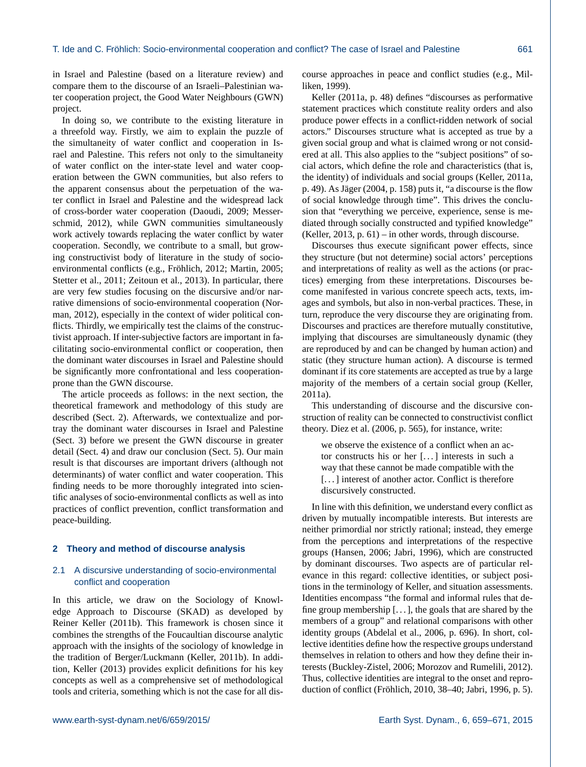in Israel and Palestine (based on a literature review) and compare them to the discourse of an Israeli–Palestinian water cooperation project, the Good Water Neighbours (GWN) project.

In doing so, we contribute to the existing literature in a threefold way. Firstly, we aim to explain the puzzle of the simultaneity of water conflict and cooperation in Israel and Palestine. This refers not only to the simultaneity of water conflict on the inter-state level and water cooperation between the GWN communities, but also refers to the apparent consensus about the perpetuation of the water conflict in Israel and Palestine and the widespread lack of cross-border water cooperation (Daoudi, 2009; Messerschmid, 2012), while GWN communities simultaneously work actively towards replacing the water conflict by water cooperation. Secondly, we contribute to a small, but growing constructivist body of literature in the study of socio-environmental conflicts (e.g., Fröhlich, 2012; Martin, 2005; Stetter et al., 2011; Zeitoun et al., 2013). In particular, there are very few studies focusing on the discursive and/or narrative dimensions of socio-environmental cooperation (Norman, 2012), especially in the context of wider political conflicts. Thirdly, we empirically test the claims of the constructivist approach. If inter-subjective factors are important in facilitating socio-environmental conflict or cooperation, then the dominant water discourses in Israel and Palestine should be significantly more confrontational and less cooperation-prone than the GWN discourse.

The article proceeds as follows: in the next section, the theoretical framework and methodology of this study are described (Sect. 2). Afterwards, we contextualize and portray the dominant water discourses in Israel and Palestine (Sect. 3) before we present the GWN discourse in greater detail (Sect. 4) and draw our conclusion (Sect. 5). Our main result is that discourses are important drivers (although not determinants) of water conflict and water cooperation. This finding needs to be more thoroughly integrated into scientific analyses of socio-environmental conflicts as well as into practices of conflict prevention, conflict transformation and peace-building.

## 2 Theory and method of discourse analysis

### 2.1 A discursive understanding of socio-environmental conflict and cooperation

In this article, we draw on the Sociology of Knowledge Approach to Discourse (SKAD) as developed by Reiner Keller (2011b). This framework is chosen since it combines the strengths of the Foucaultian discourse analytic approach with the insights of the sociology of knowledge in the tradition of Berger/Luckmann (Keller, 2011b). In addition, Keller (2013) provides explicit definitions for his key concepts as well as a comprehensive set of methodological tools and criteria, something which is not the case for all discourse approaches in peace and conflict studies (e.g., Milliken, 1999).

Keller (2011a, p. 48) defines "discourses as performative statement practices which constitute reality orders and also produce power effects in a conflict-ridden network of social actors." Discourses structure what is accepted as true by a given social group and what is claimed wrong or not considered at all. This also applies to the "subject positions" of social actors, which define the role and characteristics (that is, the identity) of individuals and social groups (Keller, 2011a, p. 49). As Jäger (2004, p. 158) puts it, "a discourse is the flow of social knowledge through time". This drives the conclusion that "everything we perceive, experience, sense is mediated through socially constructed and typified knowledge" (Keller, 2013, p. 61) – in other words, through discourse.

Discourses thus execute significant power effects, since they structure (but not determine) social actors' perceptions and interpretations of reality as well as the actions (or practices) emerging from these interpretations. Discourses become manifested in various concrete speech acts, texts, images and symbols, but also in non-verbal practices. These, in turn, reproduce the very discourse they are originating from. Discourses and practices are therefore mutually constitutive, implying that discourses are simultaneously dynamic (they are reproduced by and can be changed by human action) and static (they structure human action). A discourse is termed dominant if its core statements are accepted as true by a large majority of the members of a certain social group (Keller, 2011a).

This understanding of discourse and the discursive construction of reality can be connected to constructivist conflict theory. Diez et al. (2006, p. 565), for instance, write:

> we observe the existence of a conflict when an actor constructs his or her [. . . ] interests in such a way that these cannot be made compatible with the [. . . ] interest of another actor. Conflict is therefore discursively constructed.

In line with this definition, we understand every conflict as driven by mutually incompatible interests. But interests are neither primordial nor strictly rational; instead, they emerge from the perceptions and interpretations of the respective groups (Hansen, 2006; Jabri, 1996), which are constructed by dominant discourses. Two aspects are of particular relevance in this regard: collective identities, or subject positions in the terminology of Keller, and situation assessments. Identities encompass "the formal and informal rules that define group membership [. . . ], the goals that are shared by the members of a group" and relational comparisons with other identity groups (Abdelal et al., 2006, p. 696). In short, collective identities define how the respective groups understand themselves in relation to others and how they define their interests (Buckley-Zistel, 2006; Morozov and Rumelili, 2012). Thus, collective identities are integral to the onset and reproduction of conflict (Fröhlich, 2010, 38–40; Jabri, 1996, p. 5).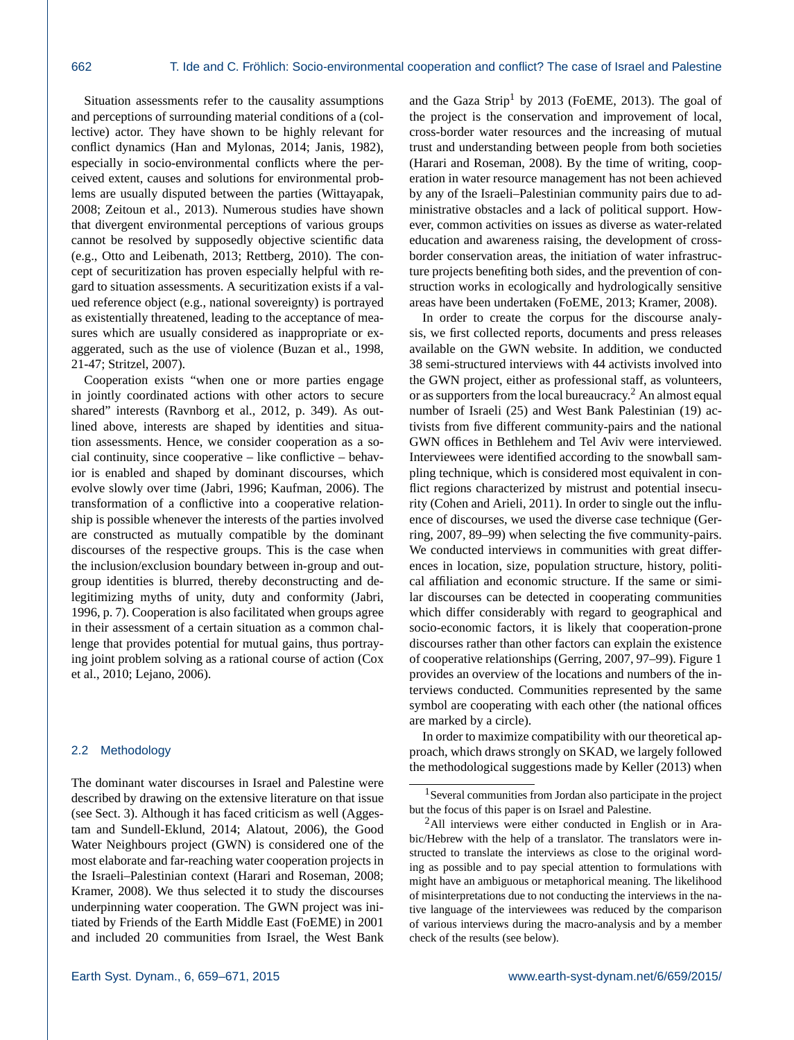Situation assessments refer to the causality assumptions and perceptions of surrounding material conditions of a (collective) actor. They have shown to be highly relevant for conflict dynamics (Han and Mylonas, 2014; Janis, 1982), especially in socio-environmental conflicts where the perceived extent, causes and solutions for environmental problems are usually disputed between the parties (Wittayapak, 2008; Zeitoun et al., 2013). Numerous studies have shown that divergent environmental perceptions of various groups cannot be resolved by supposedly objective scientific data (e.g., Otto and Leibenath, 2013; Rettberg, 2010). The concept of securitization has proven especially helpful with regard to situation assessments. A securitization exists if a valued reference object (e.g., national sovereignty) is portrayed as existentially threatened, leading to the acceptance of measures which are usually considered as inappropriate or exaggerated, such as the use of violence (Buzan et al., 1998, 21-47; Stritzel, 2007).

Cooperation exists "when one or more parties engage in jointly coordinated actions with other actors to secure shared" interests (Ravnborg et al., 2012, p. 349). As outlined above, interests are shaped by identities and situation assessments. Hence, we consider cooperation as a social continuity, since cooperative – like conflictive – behavior is enabled and shaped by dominant discourses, which evolve slowly over time (Jabri, 1996; Kaufman, 2006). The transformation of a conflictive into a cooperative relationship is possible whenever the interests of the parties involved are constructed as mutually compatible by the dominant discourses of the respective groups. This is the case when the inclusion/exclusion boundary between in-group and outgroup identities is blurred, thereby deconstructing and delegitimizing myths of unity, duty and conformity (Jabri, 1996, p. 7). Cooperation is also facilitated when groups agree in their assessment of a certain situation as a common challenge that provides potential for mutual gains, thus portraying joint problem solving as a rational course of action (Cox et al., 2010; Lejano, 2006).

## 2.2 Methodology

The dominant water discourses in Israel and Palestine were described by drawing on the extensive literature on that issue (see Sect. 3). Although it has faced criticism as well (Aggestam and Sundell-Eklund, 2014; Alatout, 2006), the Good Water Neighbours project (GWN) is considered one of the most elaborate and far-reaching water cooperation projects in the Israeli–Palestinian context (Harari and Roseman, 2008; Kramer, 2008). We thus selected it to study the discourses underpinning water cooperation. The GWN project was initiated by Friends of the Earth Middle East (FoEME) in 2001 and included 20 communities from Israel, the West Bank and the Gaza Strip[1] by 2013 (FoEME, 2013). The goal of the project is the conservation and improvement of local, cross-border water resources and the increasing of mutual trust and understanding between people from both societies (Harari and Roseman, 2008). By the time of writing, cooperation in water resource management has not been achieved by any of the Israeli–Palestinian community pairs due to administrative obstacles and a lack of political support. However, common activities on issues as diverse as water-related education and awareness raising, the development of cross-border conservation areas, the initiation of water infrastructure projects benefiting both sides, and the prevention of construction works in ecologically and hydrologically sensitive areas have been undertaken (FoEME, 2013; Kramer, 2008).

In order to create the corpus for the discourse analysis, we first collected reports, documents and press releases available on the GWN website. In addition, we conducted 38 semi-structured interviews with 44 activists involved into the GWN project, either as professional staff, as volunteers, or as supporters from the local bureaucracy.[2] An almost equal number of Israeli (25) and West Bank Palestinian (19) activists from five different community-pairs and the national GWN offices in Bethlehem and Tel Aviv were interviewed. Interviewees were identified according to the snowball sampling technique, which is considered most equivalent in conflict regions characterized by mistrust and potential insecurity (Cohen and Arieli, 2011). In order to single out the influence of discourses, we used the diverse case technique (Gerring, 2007, 89–99) when selecting the five community-pairs. We conducted interviews in communities with great differences in location, size, population structure, history, political affiliation and economic structure. If the same or similar discourses can be detected in cooperating communities which differ considerably with regard to geographical and socio-economic factors, it is likely that cooperation-prone discourses rather than other factors can explain the existence of cooperative relationships (Gerring, 2007, 97–99). Figure 1 provides an overview of the locations and numbers of the interviews conducted. Communities represented by the same symbol are cooperating with each other (the national offices are marked by a circle).

In order to maximize compatibility with our theoretical approach, which draws strongly on SKAD, we largely followed the methodological suggestions made by Keller (2013) when

[1] Several communities from Jordan also participate in the project but the focus of this paper is on Israel and Palestine.

[2] All interviews were either conducted in English or in Arabic/Hebrew with the help of a translator. The translators were instructed to translate the interviews as close to the original wording as possible and to pay special attention to formulations with might have an ambiguous or metaphorical meaning. The likelihood of misinterpretations due to not conducting the interviews in the native language of the interviewees was reduced by the comparison of various interviews during the macro-analysis and by a member check of the results (see below).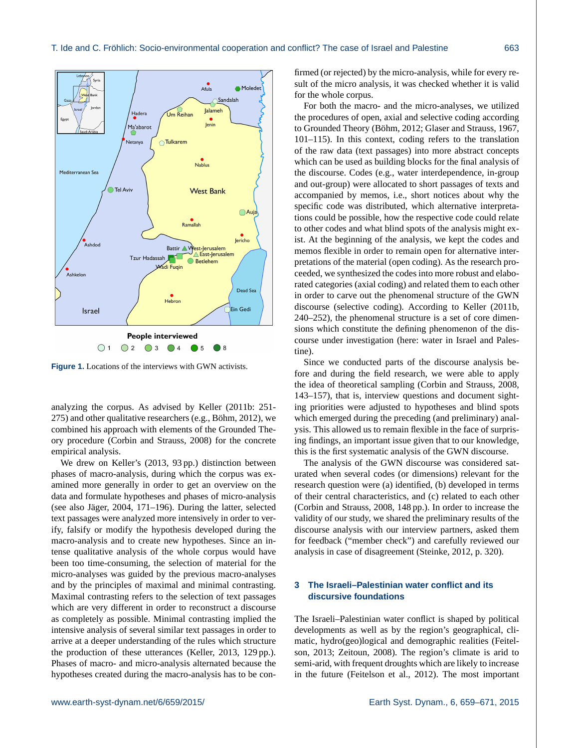Figure 1. Locations of the interviews with GWN activists.

analyzing the corpus. As advised by Keller (2011b: 251-275) and other qualitative researchers (e.g., Böhm, 2012), we combined his approach with elements of the Grounded Theory procedure (Corbin and Strauss, 2008) for the concrete empirical analysis.

We drew on Keller's (2013, 93 pp.) distinction between phases of macro-analysis, during which the corpus was examined more generally in order to get an overview on the data and formulate hypotheses and phases of micro-analysis (see also Jäger, 2004, 171–196). During the latter, selected text passages were analyzed more intensively in order to verify, falsify or modify the hypothesis developed during the macro-analysis and to create new hypotheses. Since an intense qualitative analysis of the whole corpus would have been too time-consuming, the selection of material for the micro-analyses was guided by the previous macro-analyses and by the principles of maximal and minimal contrasting. Maximal contrasting refers to the selection of text passages which are very different in order to reconstruct a discourse as completely as possible. Minimal contrasting implied the intensive analysis of several similar text passages in order to arrive at a deeper understanding of the rules which structure the production of these utterances (Keller, 2013, 129 pp.). Phases of macro- and micro-analysis alternated because the hypotheses created during the macro-analysis has to be confirmed (or rejected) by the micro-analysis, while for every result of the micro analysis, it was checked whether it is valid for the whole corpus.

For both the macro- and the micro-analyses, we utilized the procedures of open, axial and selective coding according to Grounded Theory (Böhm, 2012; Glaser and Strauss, 1967, 101–115). In this context, coding refers to the translation of the raw data (text passages) into more abstract concepts which can be used as building blocks for the final analysis of the discourse. Codes (e.g., water interdependence, in-group and out-group) were allocated to short passages of texts and accompanied by memos, i.e., short notices about why the specific code was distributed, which alternative interpretations could be possible, how the respective code could relate to other codes and what blind spots of the analysis might exist. At the beginning of the analysis, we kept the codes and memos flexible in order to remain open for alternative interpretations of the material (open coding). As the research proceeded, we synthesized the codes into more robust and elaborated categories (axial coding) and related them to each other in order to carve out the phenomenal structure of the GWN discourse (selective coding). According to Keller (2011b, 240–252), the phenomenal structure is a set of core dimensions which constitute the defining phenomenon of the discourse under investigation (here: water in Israel and Palestine).

Since we conducted parts of the discourse analysis before and during the field research, we were able to apply the idea of theoretical sampling (Corbin and Strauss, 2008, 143–157), that is, interview questions and document sighting priorities were adjusted to hypotheses and blind spots which emerged during the preceding (and preliminary) analysis. This allowed us to remain flexible in the face of surprising findings, an important issue given that to our knowledge, this is the first systematic analysis of the GWN discourse.

The analysis of the GWN discourse was considered saturated when several codes (or dimensions) relevant for the research question were (a) identified, (b) developed in terms of their central characteristics, and (c) related to each other (Corbin and Strauss, 2008, 148 pp.). In order to increase the validity of our study, we shared the preliminary results of the discourse analysis with our interview partners, asked them for feedback ("member check") and carefully reviewed our analysis in case of disagreement (Steinke, 2012, p. 320).

## 3 The Israeli–Palestinian water conflict and its discursive foundations

The Israeli–Palestinian water conflict is shaped by political developments as well as by the region's geographical, climatic, hydro(geo)logical and demographic realities (Feitelson, 2013; Zeitoun, 2008). The region's climate is arid to semi-arid, with frequent droughts which are likely to increase in the future (Feitelson et al., 2012). The most important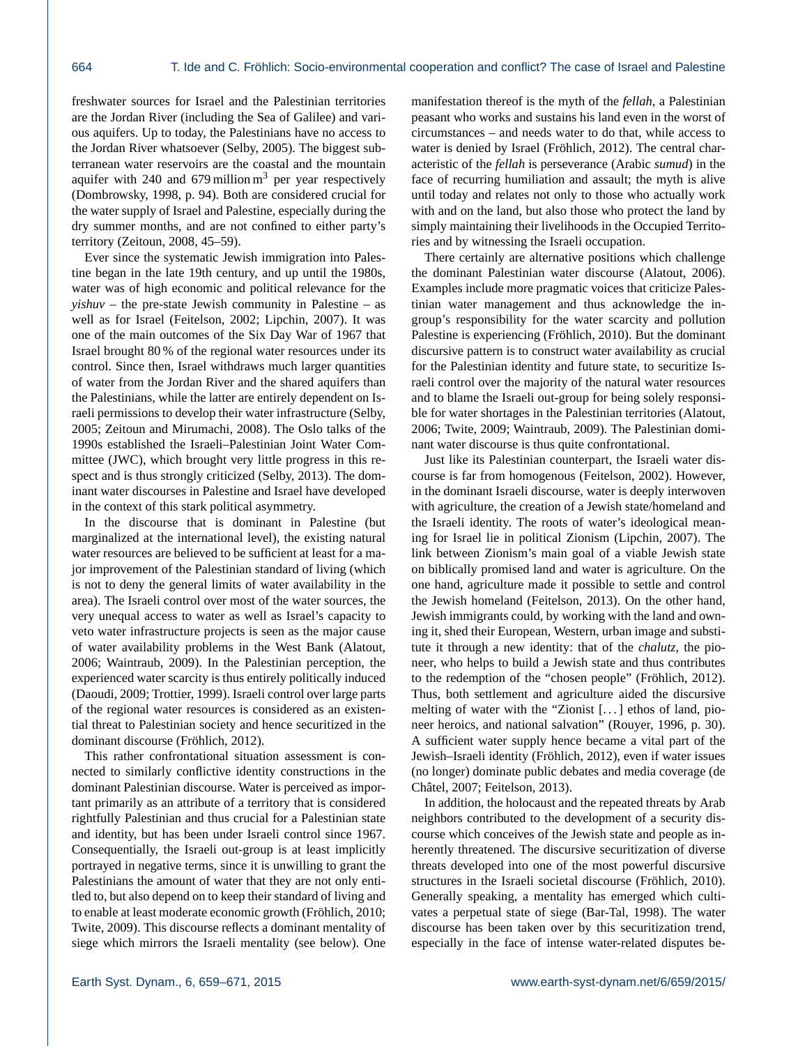freshwater sources for Israel and the Palestinian territories are the Jordan River (including the Sea of Galilee) and various aquifers. Up to today, the Palestinians have no access to the Jordan River whatsoever (Selby, 2005). The biggest subterranean water reservoirs are the coastal and the mountain aquifer with 240 and 679 million $m^3$ per year respectively (Dombrowsky, 1998, p. 94). Both are considered crucial for the water supply of Israel and Palestine, especially during the dry summer months, and are not confined to either party's territory (Zeitoun, 2008, 45–59).

Ever since the systematic Jewish immigration into Palestine began in the late 19th century, and up until the 1980s, water was of high economic and political relevance for the *yishuv* – the pre-state Jewish community in Palestine – as well as for Israel (Feitelson, 2002; Lipchin, 2007). It was one of the main outcomes of the Six Day War of 1967 that Israel brought 80 % of the regional water resources under its control. Since then, Israel withdraws much larger quantities of water from the Jordan River and the shared aquifers than the Palestinians, while the latter are entirely dependent on Israeli permissions to develop their water infrastructure (Selby, 2005; Zeitoun and Mirumachi, 2008). The Oslo talks of the 1990s established the Israeli–Palestinian Joint Water Committee (JWC), which brought very little progress in this respect and is thus strongly criticized (Selby, 2013). The dominant water discourses in Palestine and Israel have developed in the context of this stark political asymmetry.

In the discourse that is dominant in Palestine (but marginalized at the international level), the existing natural water resources are believed to be sufficient at least for a major improvement of the Palestinian standard of living (which is not to deny the general limits of water availability in the area). The Israeli control over most of the water sources, the very unequal access to water as well as Israel's capacity to veto water infrastructure projects is seen as the major cause of water availability problems in the West Bank (Alatout, 2006; Waintraub, 2009). In the Palestinian perception, the experienced water scarcity is thus entirely politically induced (Daoudi, 2009; Trottier, 1999). Israeli control over large parts of the regional water resources is considered as an existential threat to Palestinian society and hence securitized in the dominant discourse (Fröhlich, 2012).

This rather confrontational situation assessment is connected to similarly conflictive identity constructions in the dominant Palestinian discourse. Water is perceived as important primarily as an attribute of a territory that is considered rightfully Palestinian and thus crucial for a Palestinian state and identity, but has been under Israeli control since 1967. Consequentially, the Israeli out-group is at least implicitly portrayed in negative terms, since it is unwilling to grant the Palestinians the amount of water that they are not only entitled to, but also depend on to keep their standard of living and to enable at least moderate economic growth (Fröhlich, 2010; Twite, 2009). This discourse reflects a dominant mentality of siege which mirrors the Israeli mentality (see below). One manifestation thereof is the myth of the *fellah*, a Palestinian peasant who works and sustains his land even in the worst of circumstances – and needs water to do that, while access to water is denied by Israel (Fröhlich, 2012). The central characteristic of the *fellah* is perseverance (Arabic *sumud*) in the face of recurring humiliation and assault; the myth is alive until today and relates not only to those who actually work with and on the land, but also those who protect the land by simply maintaining their livelihoods in the Occupied Territories and by witnessing the Israeli occupation.

There certainly are alternative positions which challenge the dominant Palestinian water discourse (Alatout, 2006). Examples include more pragmatic voices that criticize Palestinian water management and thus acknowledge the in-group's responsibility for the water scarcity and pollution Palestine is experiencing (Fröhlich, 2010). But the dominant discursive pattern is to construct water availability as crucial for the Palestinian identity and future state, to securitize Israeli control over the majority of the natural water resources and to blame the Israeli out-group for being solely responsible for water shortages in the Palestinian territories (Alatout, 2006; Twite, 2009; Waintraub, 2009). The Palestinian dominant water discourse is thus quite confrontational.

Just like its Palestinian counterpart, the Israeli water discourse is far from homogenous (Feitelson, 2002). However, in the dominant Israeli discourse, water is deeply interwoven with agriculture, the creation of a Jewish state/homeland and the Israeli identity. The roots of water's ideological meaning for Israel lie in political Zionism (Lipchin, 2007). The link between Zionism's main goal of a viable Jewish state on biblically promised land and water is agriculture. On the one hand, agriculture made it possible to settle and control the Jewish homeland (Feitelson, 2013). On the other hand, Jewish immigrants could, by working with the land and owning it, shed their European, Western, urban image and substitute it through a new identity: that of the *chalutz*, the pioneer, who helps to build a Jewish state and thus contributes to the redemption of the "chosen people" (Fröhlich, 2012). Thus, both settlement and agriculture aided the discursive melting of water with the "Zionist [...] ethos of land, pioneer heroics, and national salvation" (Rouyer, 1996, p. 30). A sufficient water supply hence became a vital part of the Jewish–Israeli identity (Fröhlich, 2012), even if water issues (no longer) dominate public debates and media coverage (de Châtel, 2007; Feitelson, 2013).

In addition, the holocaust and the repeated threats by Arab neighbors contributed to the development of a security discourse which conceives of the Jewish state and people as inherently threatened. The discursive securitization of diverse threats developed into one of the most powerful discursive structures in the Israeli societal discourse (Fröhlich, 2010). Generally speaking, a mentality has emerged which cultivates a perpetual state of siege (Bar-Tal, 1998). The water discourse has been taken over by this securitization trend, especially in the face of intense water-related disputes be-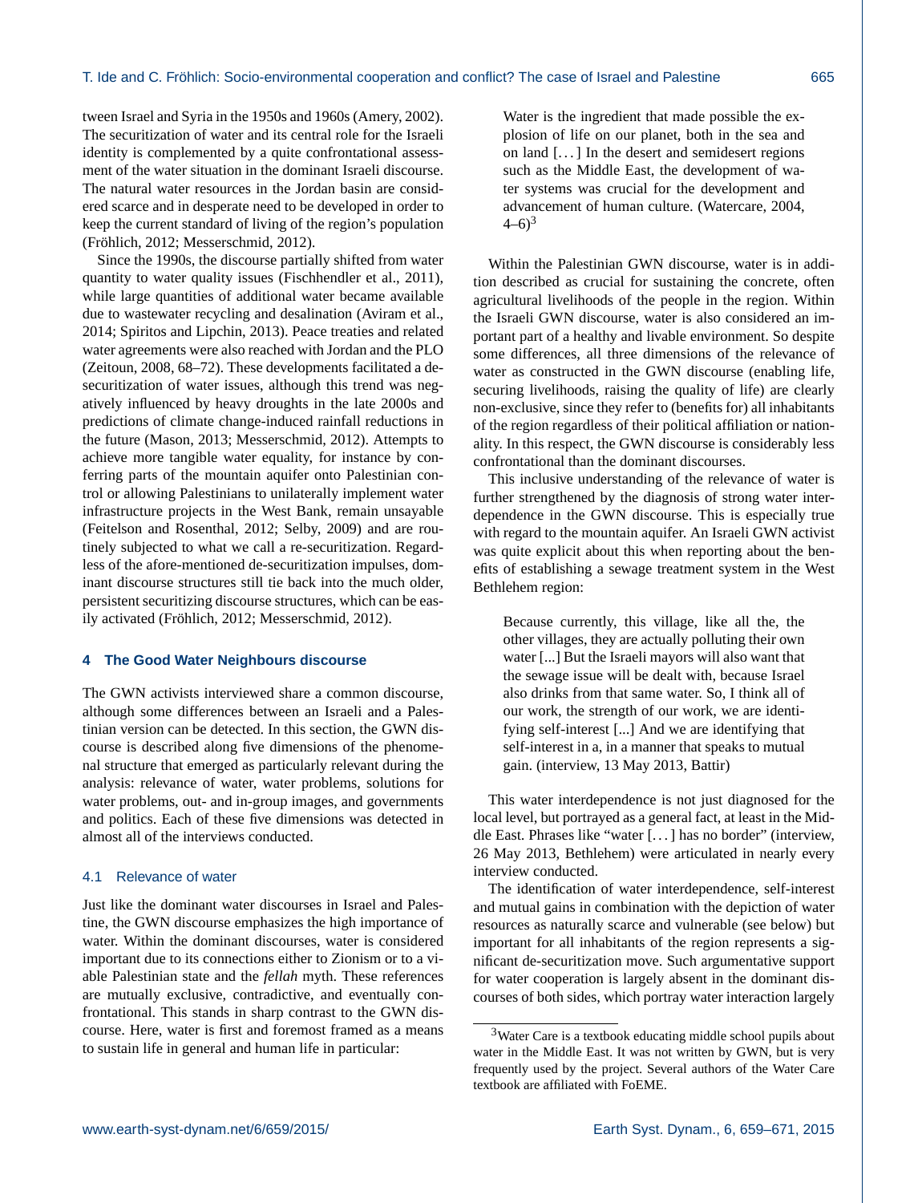tween Israel and Syria in the 1950s and 1960s (Amery, 2002). The securitization of water and its central role for the Israeli identity is complemented by a quite confrontational assessment of the water situation in the dominant Israeli discourse. The natural water resources in the Jordan basin are considered scarce and in desperate need to be developed in order to keep the current standard of living of the region's population (Fröhlich, 2012; Messerschmid, 2012).

Since the 1990s, the discourse partially shifted from water quantity to water quality issues (Fischhendler et al., 2011), while large quantities of additional water became available due to wastewater recycling and desalination (Aviram et al., 2014; Spiritos and Lipchin, 2013). Peace treaties and related water agreements were also reached with Jordan and the PLO (Zeitoun, 2008, 68–72). These developments facilitated a de-securitization of water issues, although this trend was negatively influenced by heavy droughts in the late 2000s and predictions of climate change-induced rainfall reductions in the future (Mason, 2013; Messerschmid, 2012). Attempts to achieve more tangible water equality, for instance by conferring parts of the mountain aquifer onto Palestinian control or allowing Palestinians to unilaterally implement water infrastructure projects in the West Bank, remain unsayable (Feitelson and Rosenthal, 2012; Selby, 2009) and are routinely subjected to what we call a re-securitization. Regardless of the afore-mentioned de-securitization impulses, dominant discourse structures still tie back into the much older, persistent securitizing discourse structures, which can be easily activated (Fröhlich, 2012; Messerschmid, 2012).

## 4 The Good Water Neighbours discourse

The GWN activists interviewed share a common discourse, although some differences between an Israeli and a Palestinian version can be detected. In this section, the GWN discourse is described along five dimensions of the phenomenal structure that emerged as particularly relevant during the analysis: relevance of water, water problems, solutions for water problems, out- and in-group images, and governments and politics. Each of these five dimensions was detected in almost all of the interviews conducted.

### 4.1 Relevance of water

Just like the dominant water discourses in Israel and Palestine, the GWN discourse emphasizes the high importance of water. Within the dominant discourses, water is considered important due to its connections either to Zionism or to a viable Palestinian state and the *fellah* myth. These references are mutually exclusive, contradictive, and eventually confrontational. This stands in sharp contrast to the GWN discourse. Here, water is first and foremost framed as a means to sustain life in general and human life in particular:

> Water is the ingredient that made possible the explosion of life on our planet, both in the sea and on land [...] In the desert and semidesert regions such as the Middle East, the development of water systems was crucial for the development and advancement of human culture. (Watercare, 2004, 4–6)[3]

Within the Palestinian GWN discourse, water is in addition described as crucial for sustaining the concrete, often agricultural livelihoods of the people in the region. Within the Israeli GWN discourse, water is also considered an important part of a healthy and livable environment. So despite some differences, all three dimensions of the relevance of water as constructed in the GWN discourse (enabling life, securing livelihoods, raising the quality of life) are clearly non-exclusive, since they refer to (benefits for) all inhabitants of the region regardless of their political affiliation or nationality. In this respect, the GWN discourse is considerably less confrontational than the dominant discourses.

This inclusive understanding of the relevance of water is further strengthened by the diagnosis of strong water interdependence in the GWN discourse. This is especially true with regard to the mountain aquifer. An Israeli GWN activist was quite explicit about this when reporting about the benefits of establishing a sewage treatment system in the West Bethlehem region:

> Because currently, this village, like all the, the other villages, they are actually polluting their own water [...] But the Israeli mayors will also want that the sewage issue will be dealt with, because Israel also drinks from that same water. So, I think all of our work, the strength of our work, we are identifying self-interest [...] And we are identifying that self-interest in a, in a manner that speaks to mutual gain. (interview, 13 May 2013, Battir)

This water interdependence is not just diagnosed for the local level, but portrayed as a general fact, at least in the Middle East. Phrases like "water [...] has no border" (interview, 26 May 2013, Bethlehem) were articulated in nearly every interview conducted.

The identification of water interdependence, self-interest and mutual gains in combination with the depiction of water resources as naturally scarce and vulnerable (see below) but important for all inhabitants of the region represents a significant de-securitization move. Such argumentative support for water cooperation is largely absent in the dominant discourses of both sides, which portray water interaction largely

[3] Water Care is a textbook educating middle school pupils about water in the Middle East. It was not written by GWN, but is very frequently used by the project. Several authors of the Water Care textbook are affiliated with FoEME.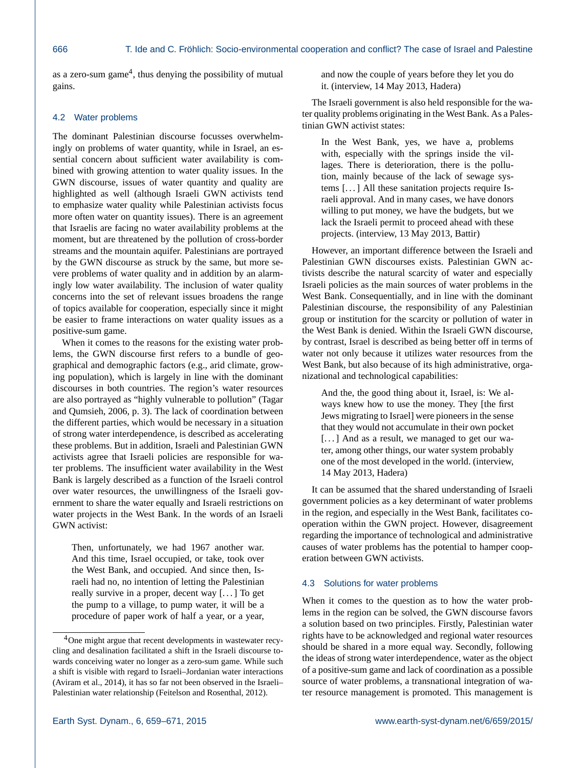as a zero-sum game[4], thus denying the possibility of mutual gains.

### 4.2 Water problems

The dominant Palestinian discourse focusses overwhelmingly on problems of water quantity, while in Israel, an essential concern about sufficient water availability is combined with growing attention to water quality issues. In the GWN discourse, issues of water quantity and quality are highlighted as well (although Israeli GWN activists tend to emphasize water quality while Palestinian activists focus more often water on quantity issues). There is an agreement that Israelis are facing no water availability problems at the moment, but are threatened by the pollution of cross-border streams and the mountain aquifer. Palestinians are portrayed by the GWN discourse as struck by the same, but more severe problems of water quality and in addition by an alarmingly low water availability. The inclusion of water quality concerns into the set of relevant issues broadens the range of topics available for cooperation, especially since it might be easier to frame interactions on water quality issues as a positive-sum game.

When it comes to the reasons for the existing water problems, the GWN discourse first refers to a bundle of geographical and demographic factors (e.g., arid climate, growing population), which is largely in line with the dominant discourses in both countries. The region's water resources are also portrayed as "highly vulnerable to pollution" (Tagar and Qumsieh, 2006, p. 3). The lack of coordination between the different parties, which would be necessary in a situation of strong water interdependence, is described as accelerating these problems. But in addition, Israeli and Palestinian GWN activists agree that Israeli policies are responsible for water problems. The insufficient water availability in the West Bank is largely described as a function of the Israeli control over water resources, the unwillingness of the Israeli government to share the water equally and Israeli restrictions on water projects in the West Bank. In the words of an Israeli GWN activist:

> Then, unfortunately, we had 1967 another war. And this time, Israel occupied, or take, took over the West Bank, and occupied. And since then, Israeli had no, no intention of letting the Palestinian really survive in a proper, decent way [...] To get the pump to a village, to pump water, it will be a procedure of paper work of half a year, or a year, and now the couple of years before they let you do it. (interview, 14 May 2013, Hadera)

The Israeli government is also held responsible for the water quality problems originating in the West Bank. As a Palestinian GWN activist states:

> In the West Bank, yes, we have a, problems with, especially with the springs inside the villages. There is deterioration, there is the pollution, mainly because of the lack of sewage systems [...] All these sanitation projects require Israeli approval. And in many cases, we have donors willing to put money, we have the budgets, but we lack the Israeli permit to proceed ahead with these projects. (interview, 13 May 2013, Battir)

However, an important difference between the Israeli and Palestinian GWN discourses exists. Palestinian GWN activists describe the natural scarcity of water and especially Israeli policies as the main sources of water problems in the West Bank. Consequentially, and in line with the dominant Palestinian discourse, the responsibility of any Palestinian group or institution for the scarcity or pollution of water in the West Bank is denied. Within the Israeli GWN discourse, by contrast, Israel is described as being better off in terms of water not only because it utilizes water resources from the West Bank, but also because of its high administrative, organizational and technological capabilities:

> And the, the good thing about it, Israel, is: We always knew how to use the money. They [the first Jews migrating to Israel] were pioneers in the sense that they would not accumulate in their own pocket [...] And as a result, we managed to get our water, among other things, our water system probably one of the most developed in the world. (interview, 14 May 2013, Hadera)

It can be assumed that the shared understanding of Israeli government policies as a key determinant of water problems in the region, and especially in the West Bank, facilitates cooperation within the GWN project. However, disagreement regarding the importance of technological and administrative causes of water problems has the potential to hamper cooperation between GWN activists.

### 4.3 Solutions for water problems

When it comes to the question as to how the water problems in the region can be solved, the GWN discourse favors a solution based on two principles. Firstly, Palestinian water rights have to be acknowledged and regional water resources should be shared in a more equal way. Secondly, following the ideas of strong water interdependence, water as the object of a positive-sum game and lack of coordination as a possible source of water problems, a transnational integration of water resource management is promoted. This management is

---

[4] One might argue that recent developments in wastewater recycling and desalination facilitated a shift in the Israeli discourse towards conceiving water no longer as a zero-sum game. While such a shift is visible with regard to Israeli–Jordanian water interactions (Aviram et al., 2014), it has so far not been observed in the Israeli–Palestinian water relationship (Feitelson and Rosenthal, 2012).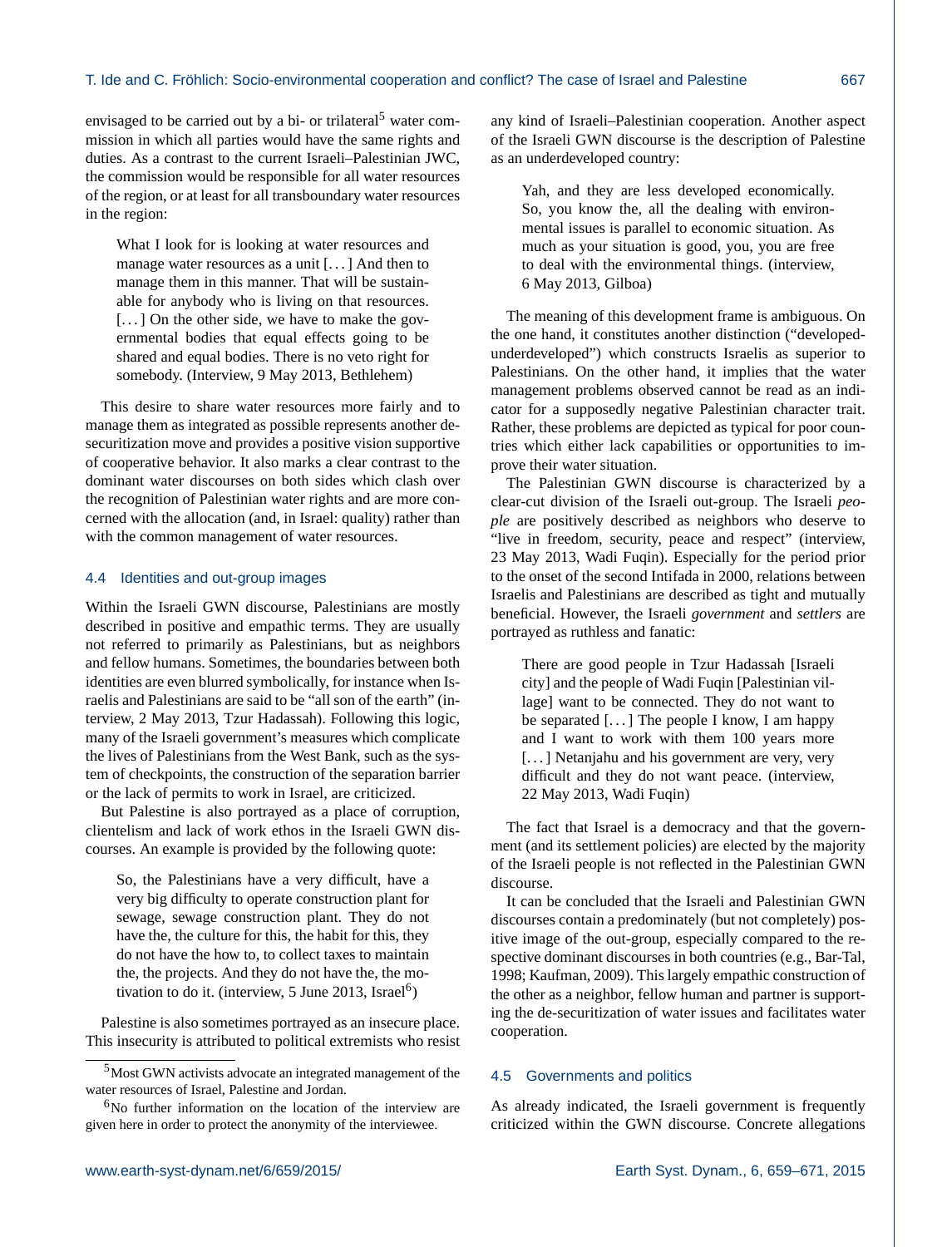envisaged to be carried out by a bi- or trilateral[5] water commission in which all parties would have the same rights and duties. As a contrast to the current Israeli–Palestinian JWC, the commission would be responsible for all water resources of the region, or at least for all transboundary water resources in the region:

> What I look for is looking at water resources and manage water resources as a unit [...] And then to manage them in this manner. That will be sustainable for anybody who is living on that resources. [...] On the other side, we have to make the governmental bodies that equal effects going to be shared and equal bodies. There is no veto right for somebody. (Interview, 9 May 2013, Bethlehem)

This desire to share water resources more fairly and to manage them as integrated as possible represents another desecuritization move and provides a positive vision supportive of cooperative behavior. It also marks a clear contrast to the dominant water discourses on both sides which clash over the recognition of Palestinian water rights and are more concerned with the allocation (and, in Israel: quality) rather than with the common management of water resources.

### 4.4 Identities and out-group images

Within the Israeli GWN discourse, Palestinians are mostly described in positive and empathic terms. They are usually not referred to primarily as Palestinians, but as neighbors and fellow humans. Sometimes, the boundaries between both identities are even blurred symbolically, for instance when Israelis and Palestinians are said to be "all son of the earth" (interview, 2 May 2013, Tzur Hadassah). Following this logic, many of the Israeli government's measures which complicate the lives of Palestinians from the West Bank, such as the system of checkpoints, the construction of the separation barrier or the lack of permits to work in Israel, are criticized.

But Palestine is also portrayed as a place of corruption, clientelism and lack of work ethos in the Israeli GWN discourses. An example is provided by the following quote:

> So, the Palestinians have a very difficult, have a very big difficulty to operate construction plant for sewage, sewage construction plant. They do not have the, the culture for this, the habit for this, they do not have the how to, to collect taxes to maintain the, the projects. And they do not have the, the motivation to do it. (interview, 5 June 2013, Israel[6])

Palestine is also sometimes portrayed as an insecure place. This insecurity is attributed to political extremists who resist any kind of Israeli–Palestinian cooperation. Another aspect of the Israeli GWN discourse is the description of Palestine as an underdeveloped country:

> Yah, and they are less developed economically. So, you know the, all the dealing with environmental issues is parallel to economic situation. As much as your situation is good, you, you are free to deal with the environmental things. (interview, 6 May 2013, Gilboa)

The meaning of this development frame is ambiguous. On the one hand, it constitutes another distinction ("developed-underdeveloped") which constructs Israelis as superior to Palestinians. On the other hand, it implies that the water management problems observed cannot be read as an indicator for a supposedly negative Palestinian character trait. Rather, these problems are depicted as typical for poor countries which either lack capabilities or opportunities to improve their water situation.

The Palestinian GWN discourse is characterized by a clear-cut division of the Israeli out-group. The Israeli *people* are positively described as neighbors who deserve to "live in freedom, security, peace and respect" (interview, 23 May 2013, Wadi Fuqin). Especially for the period prior to the onset of the second Intifada in 2000, relations between Israelis and Palestinians are described as tight and mutually beneficial. However, the Israeli *government* and *settlers* are portrayed as ruthless and fanatic:

> There are good people in Tzur Hadassah [Israeli city] and the people of Wadi Fuqin [Palestinian village] want to be connected. They do not want to be separated [...] The people I know, I am happy and I want to work with them 100 years more [...] Netanjahu and his government are very, very difficult and they do not want peace. (interview, 22 May 2013, Wadi Fuqin)

The fact that Israel is a democracy and that the government (and its settlement policies) are elected by the majority of the Israeli people is not reflected in the Palestinian GWN discourse.

It can be concluded that the Israeli and Palestinian GWN discourses contain a predominately (but not completely) positive image of the out-group, especially compared to the respective dominant discourses in both countries (e.g., Bar-Tal, 1998; Kaufman, 2009). This largely empathic construction of the other as a neighbor, fellow human and partner is supporting the de-securitization of water issues and facilitates water cooperation.

### 4.5 Governments and politics

As already indicated, the Israeli government is frequently criticized within the GWN discourse. Concrete allegations

---

[5] Most GWN activists advocate an integrated management of the water resources of Israel, Palestine and Jordan.

[6] No further information on the location of the interview are given here in order to protect the anonymity of the interviewee.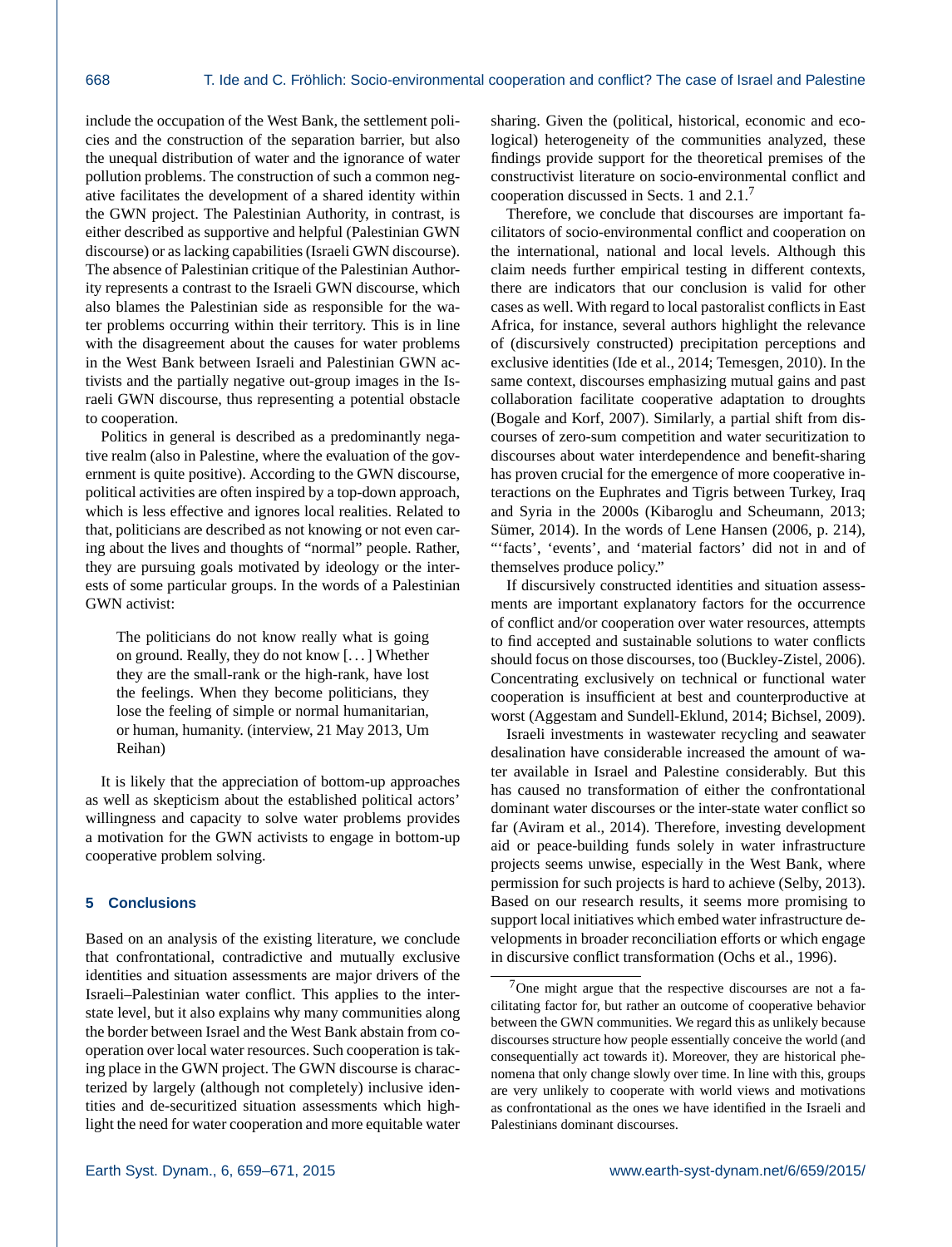include the occupation of the West Bank, the settlement policies and the construction of the separation barrier, but also the unequal distribution of water and the ignorance of water pollution problems. The construction of such a common negative facilitates the development of a shared identity within the GWN project. The Palestinian Authority, in contrast, is either described as supportive and helpful (Palestinian GWN discourse) or as lacking capabilities (Israeli GWN discourse). The absence of Palestinian critique of the Palestinian Authority represents a contrast to the Israeli GWN discourse, which also blames the Palestinian side as responsible for the water problems occurring within their territory. This is in line with the disagreement about the causes for water problems in the West Bank between Israeli and Palestinian GWN activists and the partially negative out-group images in the Israeli GWN discourse, thus representing a potential obstacle to cooperation.

Politics in general is described as a predominantly negative realm (also in Palestine, where the evaluation of the government is quite positive). According to the GWN discourse, political activities are often inspired by a top-down approach, which is less effective and ignores local realities. Related to that, politicians are described as not knowing or not even caring about the lives and thoughts of "normal" people. Rather, they are pursuing goals motivated by ideology or the interests of some particular groups. In the words of a Palestinian GWN activist:

> The politicians do not know really what is going on ground. Really, they do not know [...] Whether they are the small-rank or the high-rank, have lost the feelings. When they become politicians, they lose the feeling of simple or normal humanitarian, or human, humanity. (interview, 21 May 2013, Um Reihan)

It is likely that the appreciation of bottom-up approaches as well as skepticism about the established political actors' willingness and capacity to solve water problems provides a motivation for the GWN activists to engage in bottom-up cooperative problem solving.

## 5 Conclusions

Based on an analysis of the existing literature, we conclude that confrontational, contradictive and mutually exclusive identities and situation assessments are major drivers of the Israeli–Palestinian water conflict. This applies to the interstate level, but it also explains why many communities along the border between Israel and the West Bank abstain from cooperation over local water resources. Such cooperation is taking place in the GWN project. The GWN discourse is characterized by largely (although not completely) inclusive identities and de-securitized situation assessments which highlight the need for water cooperation and more equitable water sharing. Given the (political, historical, economic and ecological) heterogeneity of the communities analyzed, these findings provide support for the theoretical premises of the constructivist literature on socio-environmental conflict and cooperation discussed in Sects. 1 and 2.1.[7]

Therefore, we conclude that discourses are important facilitators of socio-environmental conflict and cooperation on the international, national and local levels. Although this claim needs further empirical testing in different contexts, there are indicators that our conclusion is valid for other cases as well. With regard to local pastoralist conflicts in East Africa, for instance, several authors highlight the relevance of (discursively constructed) precipitation perceptions and exclusive identities (Ide et al., 2014; Temesgen, 2010). In the same context, discourses emphasizing mutual gains and past collaboration facilitate cooperative adaptation to droughts (Bogale and Korf, 2007). Similarly, a partial shift from discourses of zero-sum competition and water securitization to discourses about water interdependence and benefit-sharing has proven crucial for the emergence of more cooperative interactions on the Euphrates and Tigris between Turkey, Iraq and Syria in the 2000s (Kibaroglu and Scheumann, 2013; Sümer, 2014). In the words of Lene Hansen (2006, p. 214), "'facts', 'events', and 'material factors' did not in and of themselves produce policy."

If discursively constructed identities and situation assessments are important explanatory factors for the occurrence of conflict and/or cooperation over water resources, attempts to find accepted and sustainable solutions to water conflicts should focus on those discourses, too (Buckley-Zistel, 2006). Concentrating exclusively on technical or functional water cooperation is insufficient at best and counterproductive at worst (Aggestam and Sundell-Eklund, 2014; Bichsel, 2009).

Israeli investments in wastewater recycling and seawater desalination have considerable increased the amount of water available in Israel and Palestine considerably. But this has caused no transformation of either the confrontational dominant water discourses or the inter-state water conflict so far (Aviram et al., 2014). Therefore, investing development aid or peace-building funds solely in water infrastructure projects seems unwise, especially in the West Bank, where permission for such projects is hard to achieve (Selby, 2013). Based on our research results, it seems more promising to support local initiatives which embed water infrastructure developments in broader reconciliation efforts or which engage in discursive conflict transformation (Ochs et al., 1996).

[7] One might argue that the respective discourses are not a facilitating factor for, but rather an outcome of cooperative behavior between the GWN communities. We regard this as unlikely because discourses structure how people essentially conceive the world (and consequentially act towards it). Moreover, they are historical phenomena that only change slowly over time. In line with this, groups are very unlikely to cooperate with world views and motivations as confrontational as the ones we have identified in the Israeli and Palestinians dominant discourses.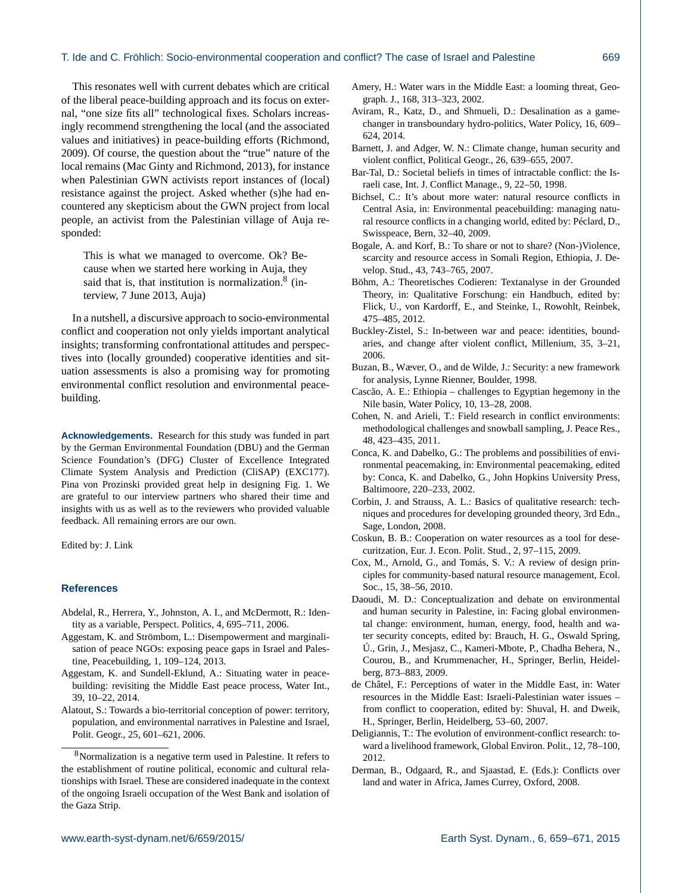This resonates well with current debates which are critical of the liberal peace-building approach and its focus on external, "one size fits all" technological fixes. Scholars increasingly recommend strengthening the local (and the associated values and initiatives) in peace-building efforts (Richmond, 2009). Of course, the question about the "true" nature of the local remains (Mac Ginty and Richmond, 2013), for instance when Palestinian GWN activists report instances of (local) resistance against the project. Asked whether (s)he had encountered any skepticism about the GWN project from local people, an activist from the Palestinian village of Auja responded:

> This is what we managed to overcome. Ok? Because when we started here working in Auja, they said that is, that institution is normalization.[8] (interview, 7 June 2013, Auja)

In a nutshell, a discursive approach to socio-environmental conflict and cooperation not only yields important analytical insights; transforming confrontational attitudes and perspectives into (locally grounded) cooperative identities and situation assessments is also a promising way for promoting environmental conflict resolution and environmental peacebuilding.

**Acknowledgements.** Research for this study was funded in part by the German Environmental Foundation (DBU) and the German Science Foundation's (DFG) Cluster of Excellence Integrated Climate System Analysis and Prediction (CliSAP) (EXC177). Pina von Prozinski provided great help in designing Fig. 1. We are grateful to our interview partners who shared their time and insights with us as well as to the reviewers who provided valuable feedback. All remaining errors are our own.

Edited by: J. Link

## References

Abdelal, R., Herrera, Y., Johnston, A. I., and McDermott, R.: Identity as a variable, Perspect. Politics, 4, 695–711, 2006.

Aggestam, K. and Strömbom, L.: Disempowerment and marginalisation of peace NGOs: exposing peace gaps in Israel and Palestine, Peacebuilding, 1, 109–124, 2013.

Aggestam, K. and Sundell-Eklund, A.: Situating water in peacebuilding: revisiting the Middle East peace process, Water Int., 39, 10–22, 2014.

Alatout, S.: Towards a bio-territorial conception of power: territory, population, and environmental narratives in Palestine and Israel, Polit. Geogr., 25, 601–621, 2006.

Amery, H.: Water wars in the Middle East: a looming threat, Geograph. J., 168, 313–323, 2002.

Aviram, R., Katz, D., and Shmueli, D.: Desalination as a game-changer in transboundary hydro-politics, Water Policy, 16, 609–624, 2014.

Barnett, J. and Adger, W. N.: Climate change, human security and violent conflict, Political Geogr., 26, 639–655, 2007.

Bar-Tal, D.: Societal beliefs in times of intractable conflict: the Israeli case, Int. J. Conflict Manage., 9, 22–50, 1998.

Bichsel, C.: It's about more water: natural resource conflicts in Central Asia, in: Environmental peacebuilding: managing natural resource conflicts in a changing world, edited by: Péclard, D., Swisspeace, Bern, 32–40, 2009.

Bogale, A. and Korf, B.: To share or not to share? (Non-)Violence, scarcity and resource access in Somali Region, Ethiopia, J. Develop. Stud., 43, 743–765, 2007.

Böhm, A.: Theoretisches Codieren: Textanalyse in der Grounded Theory, in: Qualitative Forschung: ein Handbuch, edited by: Flick, U., von Kardorff, E., and Steinke, I., Rowohlt, Reinbek, 475–485, 2012.

Buckley-Zistel, S.: In-between war and peace: identities, boundaries, and change after violent conflict, Millenium, 35, 3–21, 2006.

Buzan, B., Wæver, O., and de Wilde, J.: Security: a new framework for analysis, Lynne Rienner, Boulder, 1998.

Cascão, A. E.: Ethiopia – challenges to Egyptian hegemony in the Nile basin, Water Policy, 10, 13–28, 2008.

Cohen, N. and Arieli, T.: Field research in conflict environments: methodological challenges and snowball sampling, J. Peace Res., 48, 423–435, 2011.

Conca, K. and Dabelko, G.: The problems and possibilities of environmental peacemaking, in: Environmental peacemaking, edited by: Conca, K. and Dabelko, G., John Hopkins University Press, Baltimoore, 220–233, 2002.

Corbin, J. and Strauss, A. L.: Basics of qualitative research: techniques and procedures for developing grounded theory, 3rd Edn., Sage, London, 2008.

Coskun, B. B.: Cooperation on water resources as a tool for desecuritzation, Eur. J. Econ. Polit. Stud., 2, 97–115, 2009.

Cox, M., Arnold, G., and Tomás, S. V.: A review of design principles for community-based natural resource management, Ecol. Soc., 15, 38–56, 2010.

Daoudi, M. D.: Conceptualization and debate on environmental and human security in Palestine, in: Facing global environmental change: environment, human, energy, food, health and water security concepts, edited by: Brauch, H. G., Oswald Spring, Ú., Grin, J., Mesjasz, C., Kameri-Mbote, P., Chadha Behera, N., Courou, B., and Krummenacher, H., Springer, Berlin, Heidelberg, 873–883, 2009.

de Châtel, F.: Perceptions of water in the Middle East, in: Water resources in the Middle East: Israeli-Palestinian water issues – from conflict to cooperation, edited by: Shuval, H. and Dweik, H., Springer, Berlin, Heidelberg, 53–60, 2007.

Deligiannis, T.: The evolution of environment-conflict research: toward a livelihood framework, Global Environ. Polit., 12, 78–100, 2012.

Derman, B., Odgaard, R., and Sjaastad, E. (Eds.): Conflicts over land and water in Africa, James Currey, Oxford, 2008.

---

[8] Normalization is a negative term used in Palestine. It refers to the establishment of routine political, economic and cultural relationships with Israel. These are considered inadequate in the context of the ongoing Israeli occupation of the West Bank and isolation of the Gaza Strip.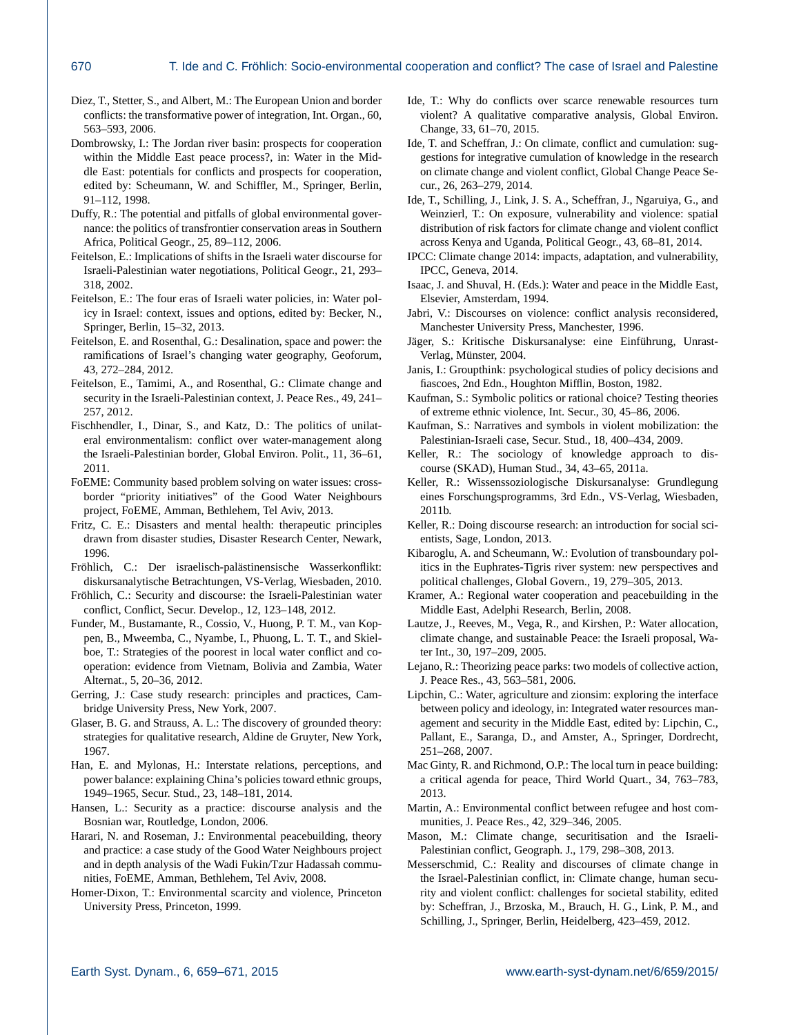Diez, T., Stetter, S., and Albert, M.: The European Union and border conflicts: the transformative power of integration, Int. Organ., 60, 563–593, 2006.

Dombrowsky, I.: The Jordan river basin: prospects for cooperation within the Middle East peace process?, in: Water in the Middle East: potentials for conflicts and prospects for cooperation, edited by: Scheumann, W. and Schiffler, M., Springer, Berlin, 91–112, 1998.

Duffy, R.: The potential and pitfalls of global environmental governance: the politics of transfrontier conservation areas in Southern Africa, Political Geogr., 25, 89–112, 2006.

Feitelson, E.: Implications of shifts in the Israeli water discourse for Israeli-Palestinian water negotiations, Political Geogr., 21, 293–318, 2002.

Feitelson, E.: The four eras of Israeli water policies, in: Water policy in Israel: context, issues and options, edited by: Becker, N., Springer, Berlin, 15–32, 2013.

Feitelson, E. and Rosenthal, G.: Desalination, space and power: the ramifications of Israel's changing water geography, Geoforum, 43, 272–284, 2012.

Feitelson, E., Tamimi, A., and Rosenthal, G.: Climate change and security in the Israeli-Palestinian context, J. Peace Res., 49, 241–257, 2012.

Fischhendler, I., Dinar, S., and Katz, D.: The politics of unilateral environmentalism: conflict over water-management along the Israeli-Palestinian border, Global Environ. Polit., 11, 36–61, 2011.

FoEME: Community based problem solving on water issues: cross-border "priority initiatives" of the Good Water Neighbours project, FoEME, Amman, Bethlehem, Tel Aviv, 2013.

Fritz, C. E.: Disasters and mental health: therapeutic principles drawn from disaster studies, Disaster Research Center, Newark, 1996.

Fröhlich, C.: Der israelisch-palästinensische Wasserkonflikt: diskursanalytische Betrachtungen, VS-Verlag, Wiesbaden, 2010.

Fröhlich, C.: Security and discourse: the Israeli-Palestinian water conflict, Conflict, Secur. Develop., 12, 123–148, 2012.

Funder, M., Bustamante, R., Cossio, V., Huong, P. T. M., van Koppen, B., Mweemba, C., Nyambe, I., Phuong, L. T. T., and Skielboe, T.: Strategies of the poorest in local water conflict and cooperation: evidence from Vietnam, Bolivia and Zambia, Water Alternat., 5, 20–36, 2012.

Gerring, J.: Case study research: principles and practices, Cambridge University Press, New York, 2007.

Glaser, B. G. and Strauss, A. L.: The discovery of grounded theory: strategies for qualitative research, Aldine de Gruyter, New York, 1967.

Han, E. and Mylonas, H.: Interstate relations, perceptions, and power balance: explaining China's policies toward ethnic groups, 1949–1965, Secur. Stud., 23, 148–181, 2014.

Hansen, L.: Security as a practice: discourse analysis and the Bosnian war, Routledge, London, 2006.

Harari, N. and Roseman, J.: Environmental peacebuilding, theory and practice: a case study of the Good Water Neighbours project and in depth analysis of the Wadi Fukin/Tzur Hadassah communities, FoEME, Amman, Bethlehem, Tel Aviv, 2008.

Homer-Dixon, T.: Environmental scarcity and violence, Princeton University Press, Princeton, 1999.

Ide, T.: Why do conflicts over scarce renewable resources turn violent? A qualitative comparative analysis, Global Environ. Change, 33, 61–70, 2015.

Ide, T. and Scheffran, J.: On climate, conflict and cumulation: suggestions for integrative cumulation of knowledge in the research on climate change and violent conflict, Global Change Peace Secur., 26, 263–279, 2014.

Ide, T., Schilling, J., Link, J. S. A., Scheffran, J., Ngaruiya, G., and Weinzierl, T.: On exposure, vulnerability and violence: spatial distribution of risk factors for climate change and violent conflict across Kenya and Uganda, Political Geogr., 43, 68–81, 2014.

IPCC: Climate change 2014: impacts, adaptation, and vulnerability, IPCC, Geneva, 2014.

Isaac, J. and Shuval, H. (Eds.): Water and peace in the Middle East, Elsevier, Amsterdam, 1994.

Jabri, V.: Discourses on violence: conflict analysis reconsidered, Manchester University Press, Manchester, 1996.

Jäger, S.: Kritische Diskursanalyse: eine Einführung, Unrast-Verlag, Münster, 2004.

Janis, I.: Groupthink: psychological studies of policy decisions and fiascoes, 2nd Edn., Houghton Mifflin, Boston, 1982.

Kaufman, S.: Symbolic politics or rational choice? Testing theories of extreme ethnic violence, Int. Secur., 30, 45–86, 2006.

Kaufman, S.: Narratives and symbols in violent mobilization: the Palestinian-Israeli case, Secur. Stud., 18, 400–434, 2009.

Keller, R.: The sociology of knowledge approach to discourse (SKAD), Human Stud., 34, 43–65, 2011a.

Keller, R.: Wissenssoziologische Diskursanalyse: Grundlegung eines Forschungsprogramms, 3rd Edn., VS-Verlag, Wiesbaden, 2011b.

Keller, R.: Doing discourse research: an introduction for social scientists, Sage, London, 2013.

Kibaroglu, A. and Scheumann, W.: Evolution of transboundary politics in the Euphrates-Tigris river system: new perspectives and political challenges, Global Govern., 19, 279–305, 2013.

Kramer, A.: Regional water cooperation and peacebuilding in the Middle East, Adelphi Research, Berlin, 2008.

Lautze, J., Reeves, M., Vega, R., and Kirshen, P.: Water allocation, climate change, and sustainable Peace: the Israeli proposal, Water Int., 30, 197–209, 2005.

Lejano, R.: Theorizing peace parks: two models of collective action, J. Peace Res., 43, 563–581, 2006.

Lipchin, C.: Water, agriculture and zionsim: exploring the interface between policy and ideology, in: Integrated water resources management and security in the Middle East, edited by: Lipchin, C., Pallant, E., Saranga, D., and Amster, A., Springer, Dordrecht, 251–268, 2007.

Mac Ginty, R. and Richmond, O.P.: The local turn in peace building: a critical agenda for peace, Third World Quart., 34, 763–783, 2013.

Martin, A.: Environmental conflict between refugee and host communities, J. Peace Res., 42, 329–346, 2005.

Mason, M.: Climate change, securitisation and the Israeli-Palestinian conflict, Geograph. J., 179, 298–308, 2013.

Messerschmid, C.: Reality and discourses of climate change in the Israel-Palestinian conflict, in: Climate change, human security and violent conflict: challenges for societal stability, edited by: Scheffran, J., Brzoska, M., Brauch, H. G., Link, P. M., and Schilling, J., Springer, Berlin, Heidelberg, 423–459, 2012.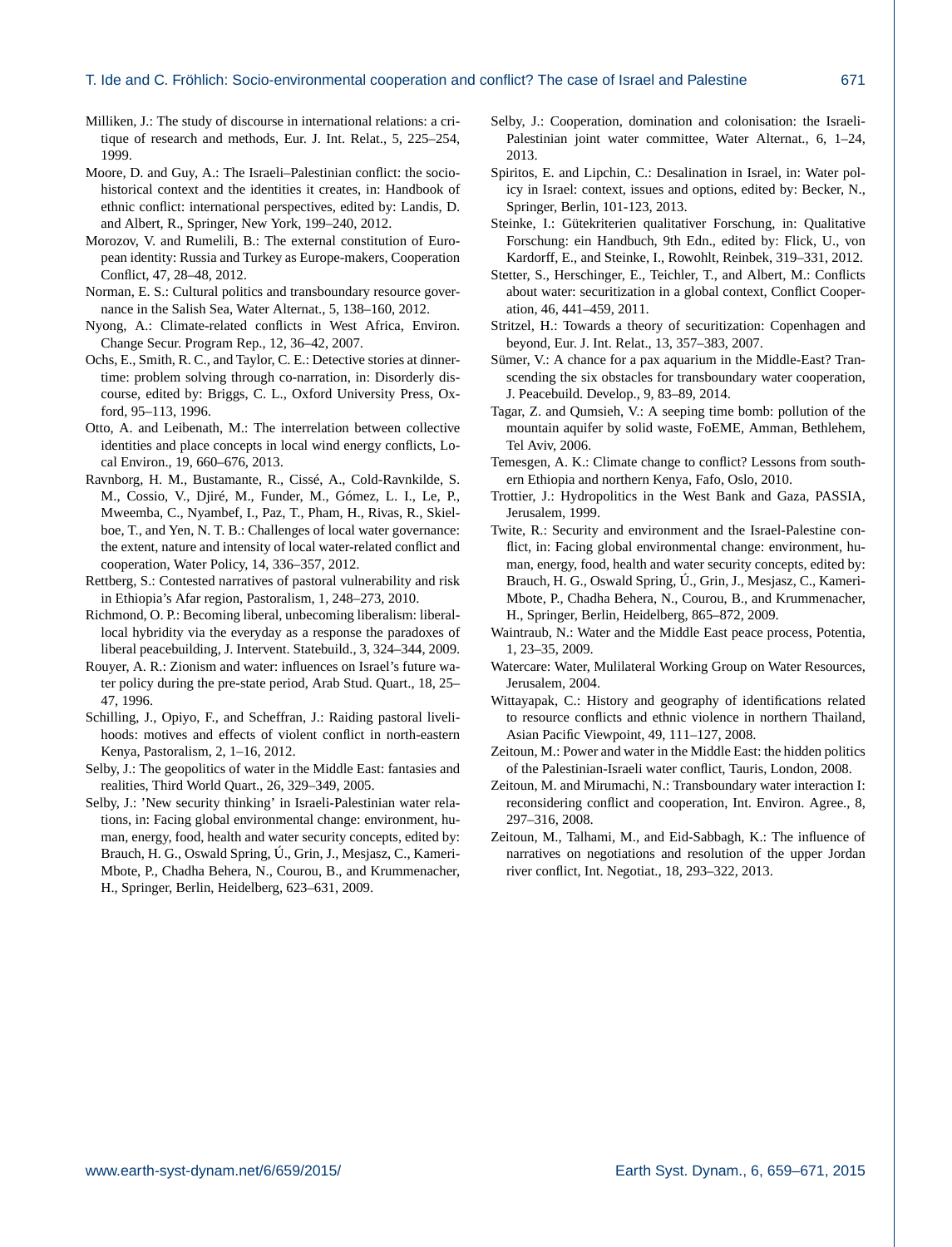Milliken, J.: The study of discourse in international relations: a critique of research and methods, Eur. J. Int. Relat., 5, 225–254, 1999.

Moore, D. and Guy, A.: The Israeli–Palestinian conflict: the socio-historical context and the identities it creates, in: Handbook of ethnic conflict: international perspectives, edited by: Landis, D. and Albert, R., Springer, New York, 199–240, 2012.

Morozov, V. and Rumelili, B.: The external constitution of European identity: Russia and Turkey as Europe-makers, Cooperation Conflict, 47, 28–48, 2012.

Norman, E. S.: Cultural politics and transboundary resource governance in the Salish Sea, Water Alternat., 5, 138–160, 2012.

Nyong, A.: Climate-related conflicts in West Africa, Environ. Change Secur. Program Rep., 12, 36–42, 2007.

Ochs, E., Smith, R. C., and Taylor, C. E.: Detective stories at dinnertime: problem solving through co-narration, in: Disorderly discourse, edited by: Briggs, C. L., Oxford University Press, Oxford, 95–113, 1996.

Otto, A. and Leibenath, M.: The interrelation between collective identities and place concepts in local wind energy conflicts, Local Environ., 19, 660–676, 2013.

Ravnborg, H. M., Bustamante, R., Cissé, A., Cold-Ravnkilde, S. M., Cossio, V., Djiré, M., Funder, M., Gómez, L. I., Le, P., Mweemba, C., Nyambef, I., Paz, T., Pham, H., Rivas, R., Skielboe, T., and Yen, N. T. B.: Challenges of local water governance: the extent, nature and intensity of local water-related conflict and cooperation, Water Policy, 14, 336–357, 2012.

Rettberg, S.: Contested narratives of pastoral vulnerability and risk in Ethiopia's Afar region, Pastoralism, 1, 248–273, 2010.

Richmond, O. P.: Becoming liberal, unbecoming liberalism: liberal-local hybridity via the everyday as a response the paradoxes of liberal peacebuilding, J. Intervent. Statebuild., 3, 324–344, 2009.

Rouyer, A. R.: Zionism and water: influences on Israel's future water policy during the pre-state period, Arab Stud. Quart., 18, 25–47, 1996.

Schilling, J., Opiyo, F., and Scheffran, J.: Raiding pastoral livelihoods: motives and effects of violent conflict in north-eastern Kenya, Pastoralism, 2, 1–16, 2012.

Selby, J.: The geopolitics of water in the Middle East: fantasies and realities, Third World Quart., 26, 329–349, 2005.

Selby, J.: 'New security thinking' in Israeli-Palestinian water relations, in: Facing global environmental change: environment, human, energy, food, health and water security concepts, edited by: Brauch, H. G., Oswald Spring, Ú., Grin, J., Mesjasz, C., Kameri-Mbote, P., Chadha Behera, N., Courou, B., and Krummenacher, H., Springer, Berlin, Heidelberg, 623–631, 2009.

Selby, J.: Cooperation, domination and colonisation: the Israeli-Palestinian joint water committee, Water Alternat., 6, 1–24, 2013.

Spiritos, E. and Lipchin, C.: Desalination in Israel, in: Water policy in Israel: context, issues and options, edited by: Becker, N., Springer, Berlin, 101-123, 2013.

Steinke, I.: Gütekriterien qualitativer Forschung, in: Qualitative Forschung: ein Handbuch, 9th Edn., edited by: Flick, U., von Kardorff, E., and Steinke, I., Rowohlt, Reinbek, 319–331, 2012.

Stetter, S., Herschinger, E., Teichler, T., and Albert, M.: Conflicts about water: securitization in a global context, Conflict Cooperation, 46, 441–459, 2011.

Stritzel, H.: Towards a theory of securitization: Copenhagen and beyond, Eur. J. Int. Relat., 13, 357–383, 2007.

Sümer, V.: A chance for a pax aquarium in the Middle-East? Transcending the six obstacles for transboundary water cooperation, J. Peacebuild. Develop., 9, 83–89, 2014.

Tagar, Z. and Qumsieh, V.: A seeping time bomb: pollution of the mountain aquifer by solid waste, FoEME, Amman, Bethlehem, Tel Aviv, 2006.

Temesgen, A. K.: Climate change to conflict? Lessons from southern Ethiopia and northern Kenya, Fafo, Oslo, 2010.

Trottier, J.: Hydropolitics in the West Bank and Gaza, PASSIA, Jerusalem, 1999.

Twite, R.: Security and environment and the Israel-Palestine conflict, in: Facing global environmental change: environment, human, energy, food, health and water security concepts, edited by: Brauch, H. G., Oswald Spring, Ú., Grin, J., Mesjasz, C., Kameri-Mbote, P., Chadha Behera, N., Courou, B., and Krummenacher, H., Springer, Berlin, Heidelberg, 865–872, 2009.

Waintraub, N.: Water and the Middle East peace process, Potentia, 1, 23–35, 2009.

Watercare: Water, Mulilateral Working Group on Water Resources, Jerusalem, 2004.

Wittayapak, C.: History and geography of identifications related to resource conflicts and ethnic violence in northern Thailand, Asian Pacific Viewpoint, 49, 111–127, 2008.

Zeitoun, M.: Power and water in the Middle East: the hidden politics of the Palestinian-Israeli water conflict, Tauris, London, 2008.

Zeitoun, M. and Mirumachi, N.: Transboundary water interaction I: reconsidering conflict and cooperation, Int. Environ. Agree., 8, 297–316, 2008.

Zeitoun, M., Talhami, M., and Eid-Sabbagh, K.: The influence of narratives on negotiations and resolution of the upper Jordan river conflict, Int. Negotiat., 18, 293–322, 2013.